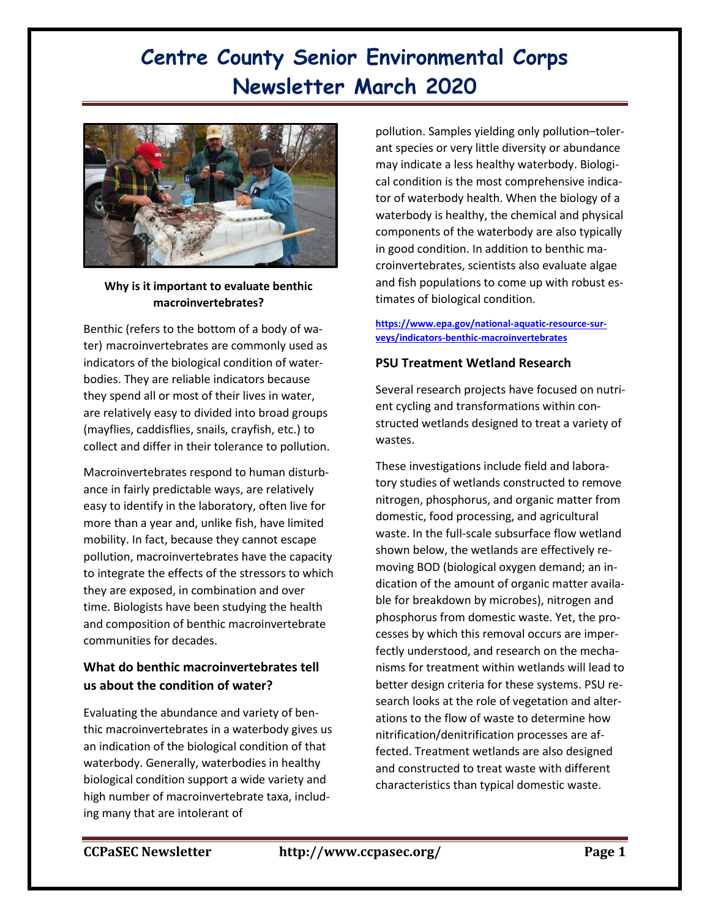# Centre County Senior Environmental Corps Newsletter March 2020

**Why is it important to evaluate benthic macroinvertebrates?**

Benthic (refers to the bottom of a body of water) macroinvertebrates are commonly used as indicators of the biological condition of waterbodies. They are reliable indicators because they spend all or most of their lives in water, are relatively easy to divided into broad groups (mayflies, caddisflies, snails, crayfish, etc.) to collect and differ in their tolerance to pollution.

Macroinvertebrates respond to human disturbance in fairly predictable ways, are relatively easy to identify in the laboratory, often live for more than a year and, unlike fish, have limited mobility. In fact, because they cannot escape pollution, macroinvertebrates have the capacity to integrate the effects of the stressors to which they are exposed, in combination and over time. Biologists have been studying the health and composition of benthic macroinvertebrate communities for decades.

### What do benthic macroinvertebrates tell us about the condition of water?

Evaluating the abundance and variety of benthic macroinvertebrates in a waterbody gives us an indication of the biological condition of that waterbody. Generally, waterbodies in healthy biological condition support a wide variety and high number of macroinvertebrate taxa, including many that are intolerant of pollution. Samples yielding only pollution–tolerant species or very little diversity or abundance may indicate a less healthy waterbody. Biological condition is the most comprehensive indicator of waterbody health. When the biology of a waterbody is healthy, the chemical and physical components of the waterbody are also typically in good condition. In addition to benthic macroinvertebrates, scientists also evaluate algae and fish populations to come up with robust estimates of biological condition.

https://www.epa.gov/national-aquatic-resource-surveys/indicators-benthic-macroinvertebrates

### PSU Treatment Wetland Research

Several research projects have focused on nutrient cycling and transformations within constructed wetlands designed to treat a variety of wastes.

These investigations include field and laboratory studies of wetlands constructed to remove nitrogen, phosphorus, and organic matter from domestic, food processing, and agricultural waste. In the full-scale subsurface flow wetland shown below, the wetlands are effectively removing BOD (biological oxygen demand; an indication of the amount of organic matter available for breakdown by microbes), nitrogen and phosphorus from domestic waste. Yet, the processes by which this removal occurs are imperfectly understood, and research on the mechanisms for treatment within wetlands will lead to better design criteria for these systems. PSU research looks at the role of vegetation and alterations to the flow of waste to determine how nitrification/denitrification processes are affected. Treatment wetlands are also designed and constructed to treat waste with different characteristics than typical domestic waste.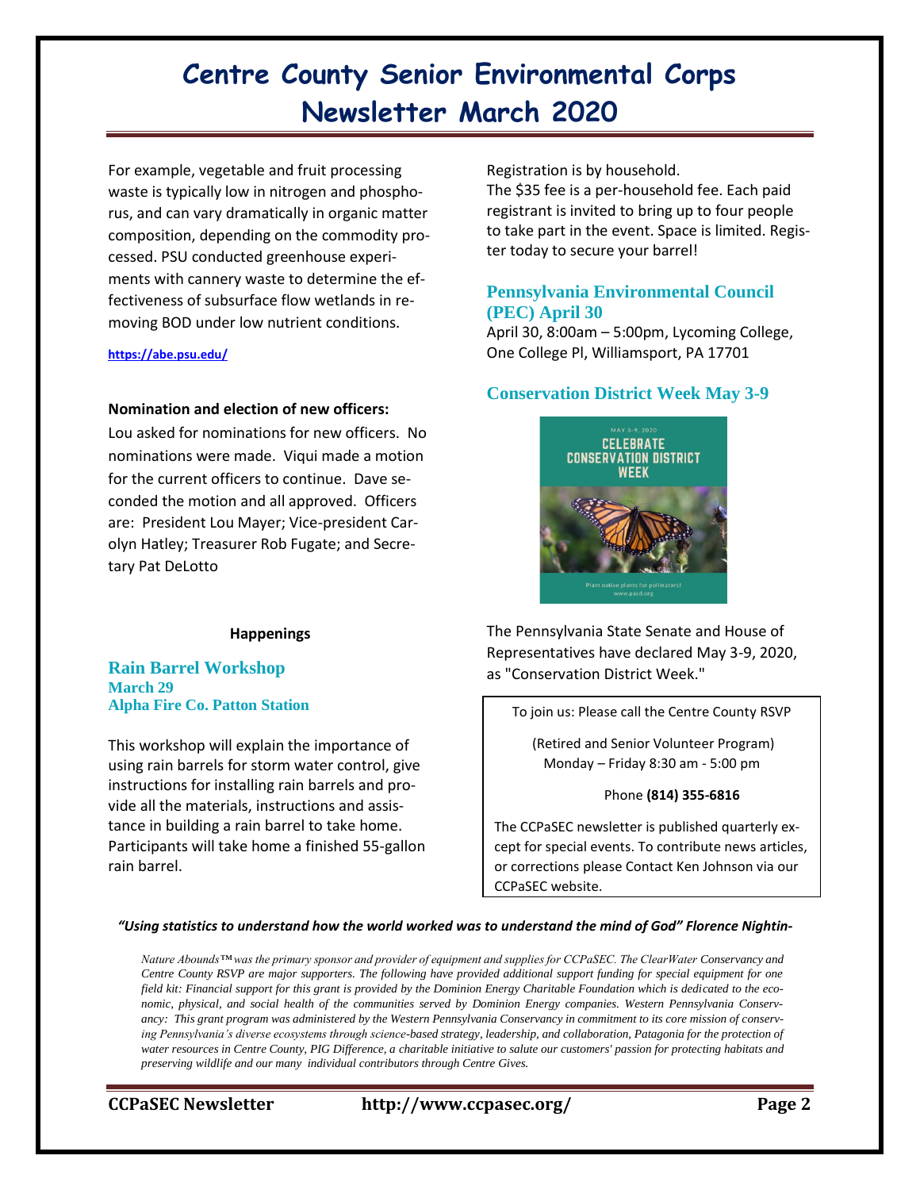# Centre County Senior Environmental Corps Newsletter March 2020

For example, vegetable and fruit processing waste is typically low in nitrogen and phosphorus, and can vary dramatically in organic matter composition, depending on the commodity processed. PSU conducted greenhouse experiments with cannery waste to determine the effectiveness of subsurface flow wetlands in removing BOD under low nutrient conditions.

https://abe.psu.edu/

**Nomination and election of new officers:**

Lou asked for nominations for new officers. No nominations were made. Viqui made a motion for the current officers to continue. Dave seconded the motion and all approved. Officers are: President Lou Mayer; Vice-president Carolyn Hatley; Treasurer Rob Fugate; and Secretary Pat DeLotto

**Happenings**

## Rain Barrel Workshop
### March 29
### Alpha Fire Co. Patton Station

This workshop will explain the importance of using rain barrels for storm water control, give instructions for installing rain barrels and provide all the materials, instructions and assistance in building a rain barrel to take home. Participants will take home a finished 55-gallon rain barrel.

Registration is by household.
The $35 fee is a per-household fee. Each paid registrant is invited to bring up to four people to take part in the event. Space is limited. Register today to secure your barrel!

## Pennsylvania Environmental Council (PEC) April 30

April 30, 8:00am – 5:00pm, Lycoming College, One College Pl, Williamsport, PA 17701

## Conservation District Week May 3-9

MAY 3-9, 2020
CELEBRATE CONSERVATION DISTRICT WEEK
Plant native plants for pollinators!
www.pacd.org

The Pennsylvania State Senate and House of Representatives have declared May 3-9, 2020, as "Conservation District Week."

To join us: Please call the Centre County RSVP

(Retired and Senior Volunteer Program)
Monday – Friday 8:30 am - 5:00 pm

Phone **(814) 355-6816**

The CCPaSEC newsletter is published quarterly except for special events. To contribute news articles, or corrections please Contact Ken Johnson via our CCPaSEC website.

***"Using statistics to understand how the world worked was to understand the mind of God" Florence Nightin-***

*Nature Abounds™ was the primary sponsor and provider of equipment and supplies for CCPaSEC. The ClearWater Conservancy and Centre County RSVP are major supporters. The following have provided additional support funding for special equipment for one field kit: Financial support for this grant is provided by the Dominion Energy Charitable Foundation which is dedicated to the economic, physical, and social health of the communities served by Dominion Energy companies. Western Pennsylvania Conservancy: This grant program was administered by the Western Pennsylvania Conservancy in commitment to its core mission of conserving Pennsylvania's diverse ecosystems through science-based strategy, leadership, and collaboration, Patagonia for the protection of water resources in Centre County, PIG Difference, a charitable initiative to salute our customers' passion for protecting habitats and preserving wildlife and our many individual contributors through Centre Gives.*